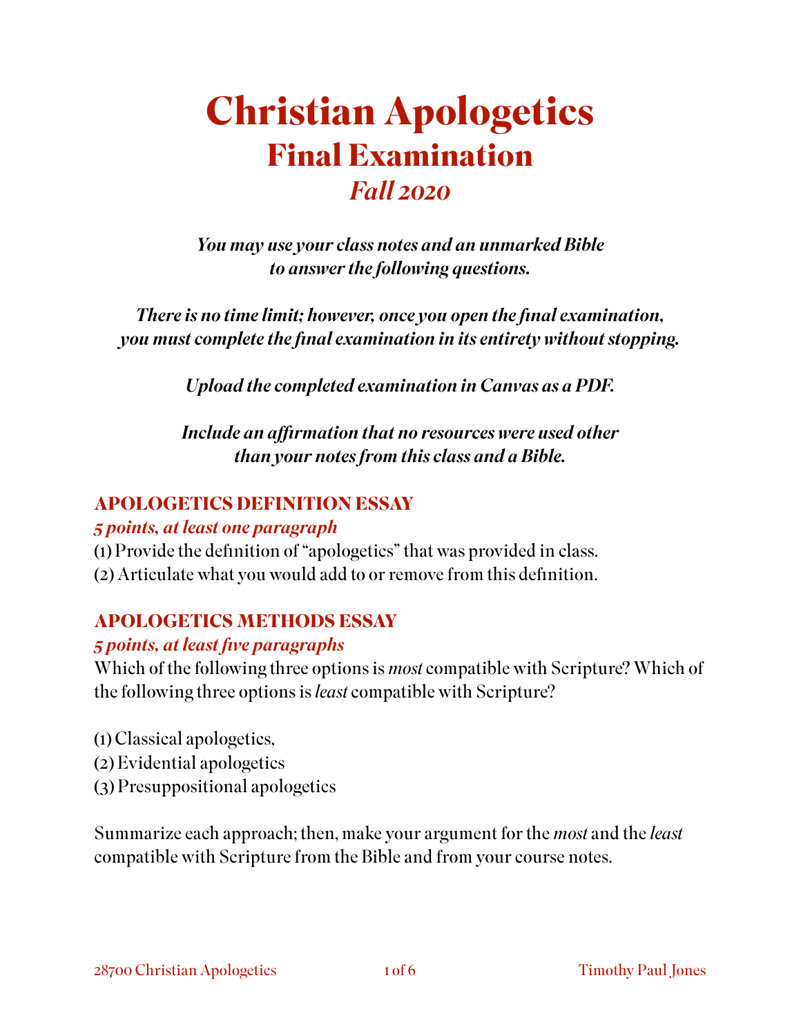# Christian Apologetics

## Final Examination

### *Fall 2020*

***You may use your class notes and an unmarked Bible to answer the following questions.***

***There is no time limit; however, once you open the final examination, you must complete the final examination in its entirety without stopping.***

***Upload the completed examination in Canvas as a PDF.***

***Include an affirmation that no resources were used other than your notes from this class and a Bible.***

## APOLOGETICS DEFINITION ESSAY

***5 points, at least one paragraph***

(1) Provide the definition of "apologetics" that was provided in class.
(2) Articulate what you would add to or remove from this definition.

## APOLOGETICS METHODS ESSAY

***5 points, at least five paragraphs***

Which of the following three options is *most* compatible with Scripture? Which of the following three options is *least* compatible with Scripture?

(1) Classical apologetics,
(2) Evidential apologetics
(3) Presuppositional apologetics

Summarize each approach; then, make your argument for the *most* and the *least* compatible with Scripture from the Bible and from your course notes.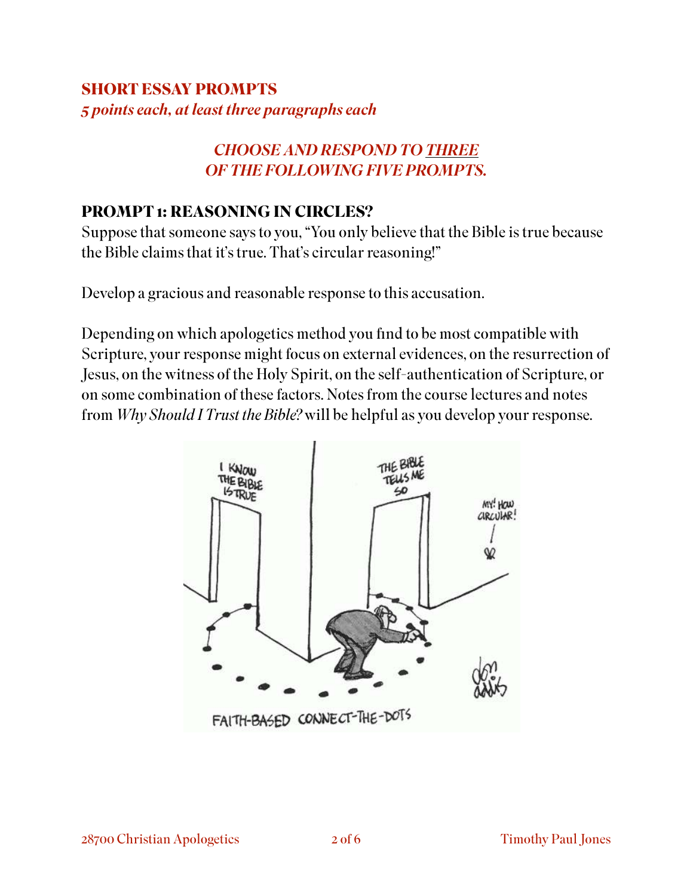## SHORT ESSAY PROMPTS

***5 points each, at least three paragraphs each***

***CHOOSE AND RESPOND TO THREE OF THE FOLLOWING FIVE PROMPTS.***

### PROMPT 1: REASONING IN CIRCLES?

Suppose that someone says to you, "You only believe that the Bible is true because the Bible claims that it's true. That's circular reasoning!"

Develop a gracious and reasonable response to this accusation.

Depending on which apologetics method you find to be most compatible with Scripture, your response might focus on external evidences, on the resurrection of Jesus, on the witness of the Holy Spirit, on the self-authentication of Scripture, or on some combination of these factors. Notes from the course lectures and notes from *Why Should I Trust the Bible?* will be helpful as you develop your response.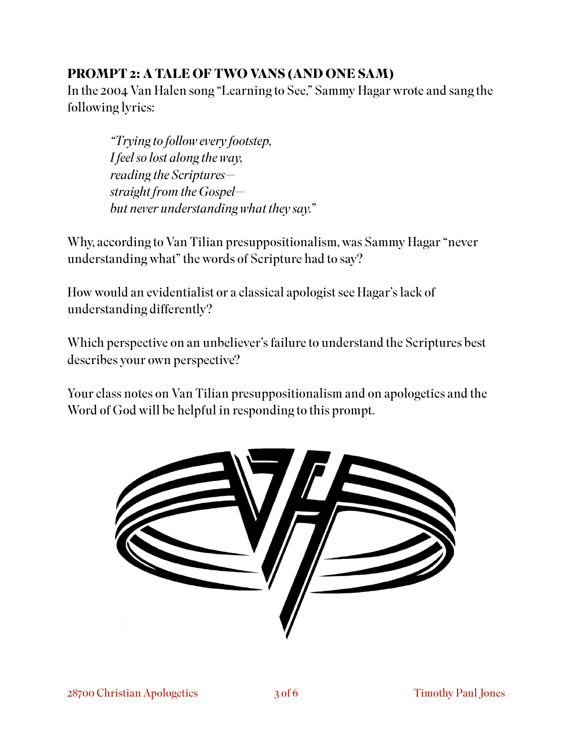## PROMPT 2: A TALE OF TWO VANS (AND ONE SAM)

In the 2004 Van Halen song "Learning to See," Sammy Hagar wrote and sang the following lyrics:

> *"Trying to follow every footstep,*
> *I feel so lost along the way,*
> *reading the Scriptures—*
> *straight from the Gospel—*
> *but never understanding what they say."*

Why, according to Van Tilian presuppositionalism, was Sammy Hagar "never understanding what" the words of Scripture had to say?

How would an evidentialist or a classical apologist see Hagar's lack of understanding differently?

Which perspective on an unbeliever's failure to understand the Scriptures best describes your own perspective?

Your class notes on Van Tilian presuppositionalism and on apologetics and the Word of God will be helpful in responding to this prompt.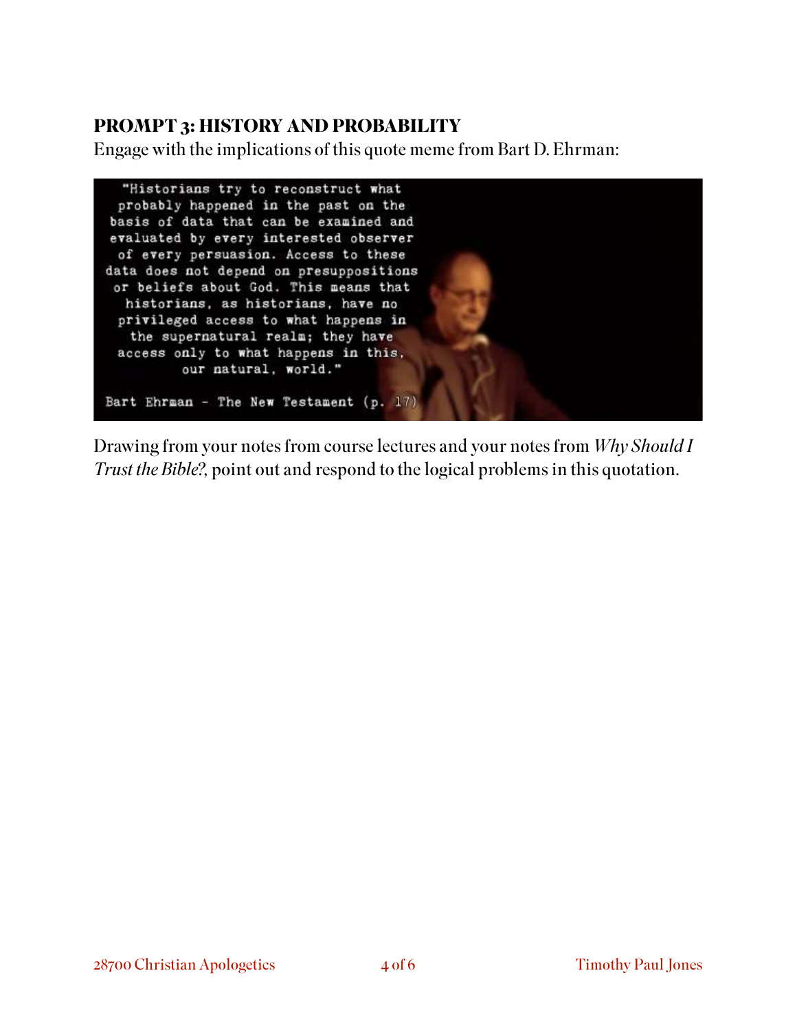## PROMPT 3: HISTORY AND PROBABILITY

Engage with the implications of this quote meme from Bart D. Ehrman:

> "Historians try to reconstruct what probably happened in the past on the basis of data that can be examined and evaluated by every interested observer of every persuasion. Access to these data does not depend on presuppositions or beliefs about God. This means that historians, as historians, have no privileged access to what happens in the supernatural realm; they have access only to what happens in this, our natural, world."
>
> Bart Ehrman - The New Testament (p. 17)

Drawing from your notes from course lectures and your notes from *Why Should I Trust the Bible?*, point out and respond to the logical problems in this quotation.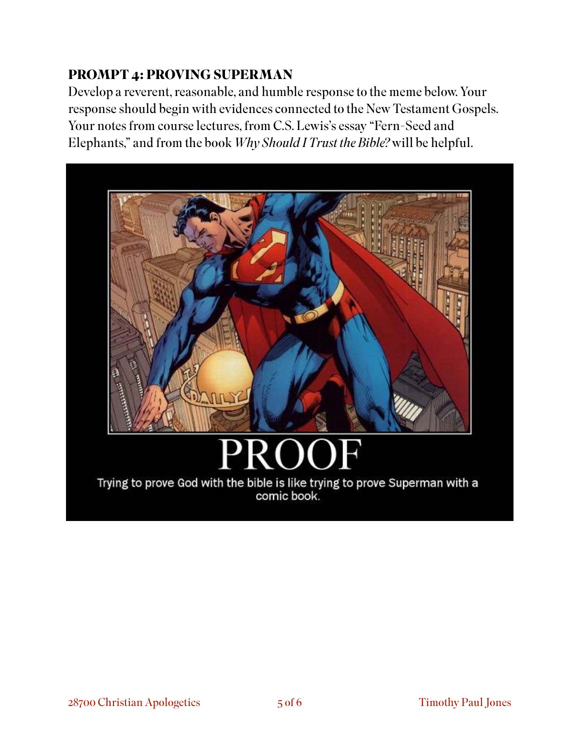**PROMPT 4: PROVING SUPERMAN**

Develop a reverent, reasonable, and humble response to the meme below. Your response should begin with evidences connected to the New Testament Gospels. Your notes from course lectures, from C.S. Lewis's essay "Fern-Seed and Elephants," and from the book *Why Should I Trust the Bible?* will be helpful.

PROOF

Trying to prove God with the bible is like trying to prove Superman with a comic book.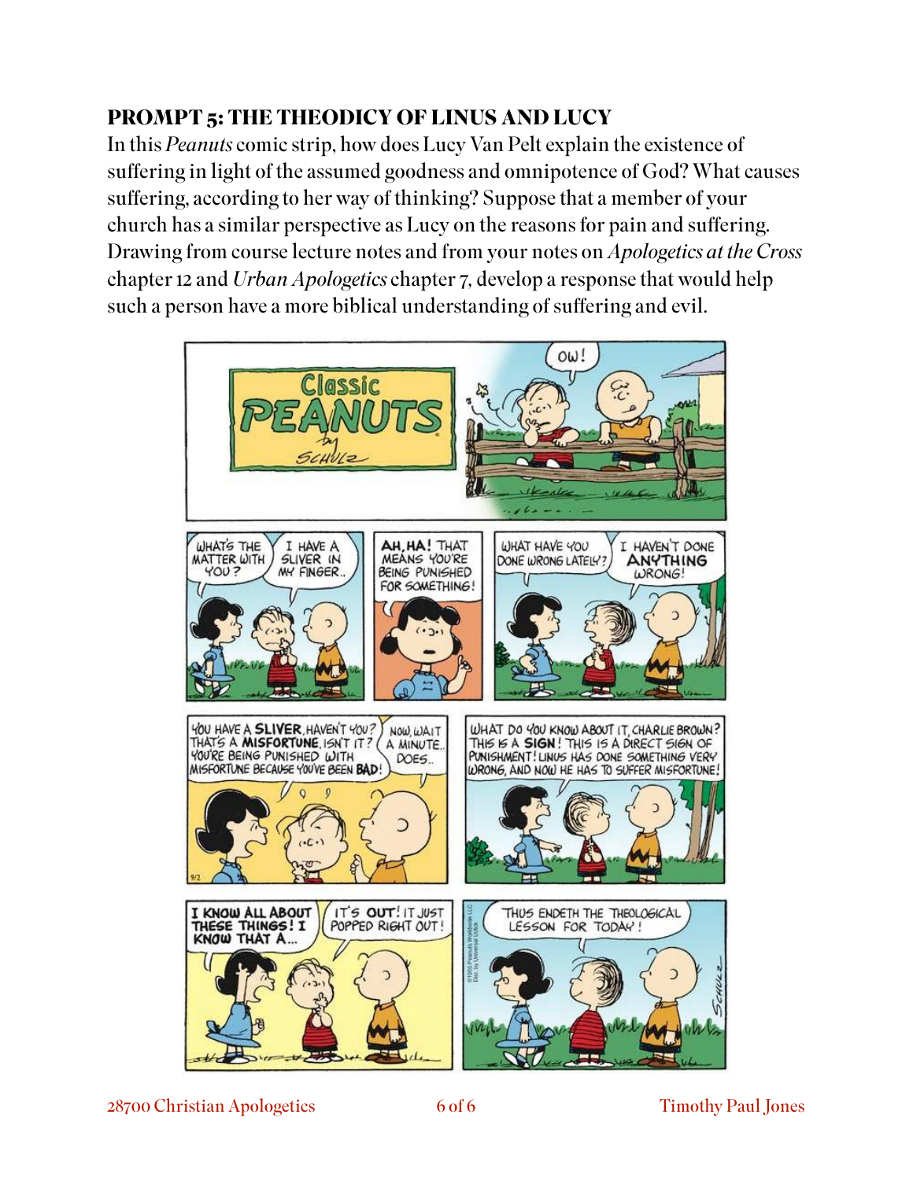**PROMPT 5: THE THEODICY OF LINUS AND LUCY**

In this *Peanuts* comic strip, how does Lucy Van Pelt explain the existence of suffering in light of the assumed goodness and omnipotence of God? What causes suffering, according to her way of thinking? Suppose that a member of your church has a similar perspective as Lucy on the reasons for pain and suffering. Drawing from course lecture notes and from your notes on *Apologetics at the Cross* chapter 12 and *Urban Apologetics* chapter 7, develop a response that would help such a person have a more biblical understanding of suffering and evil.